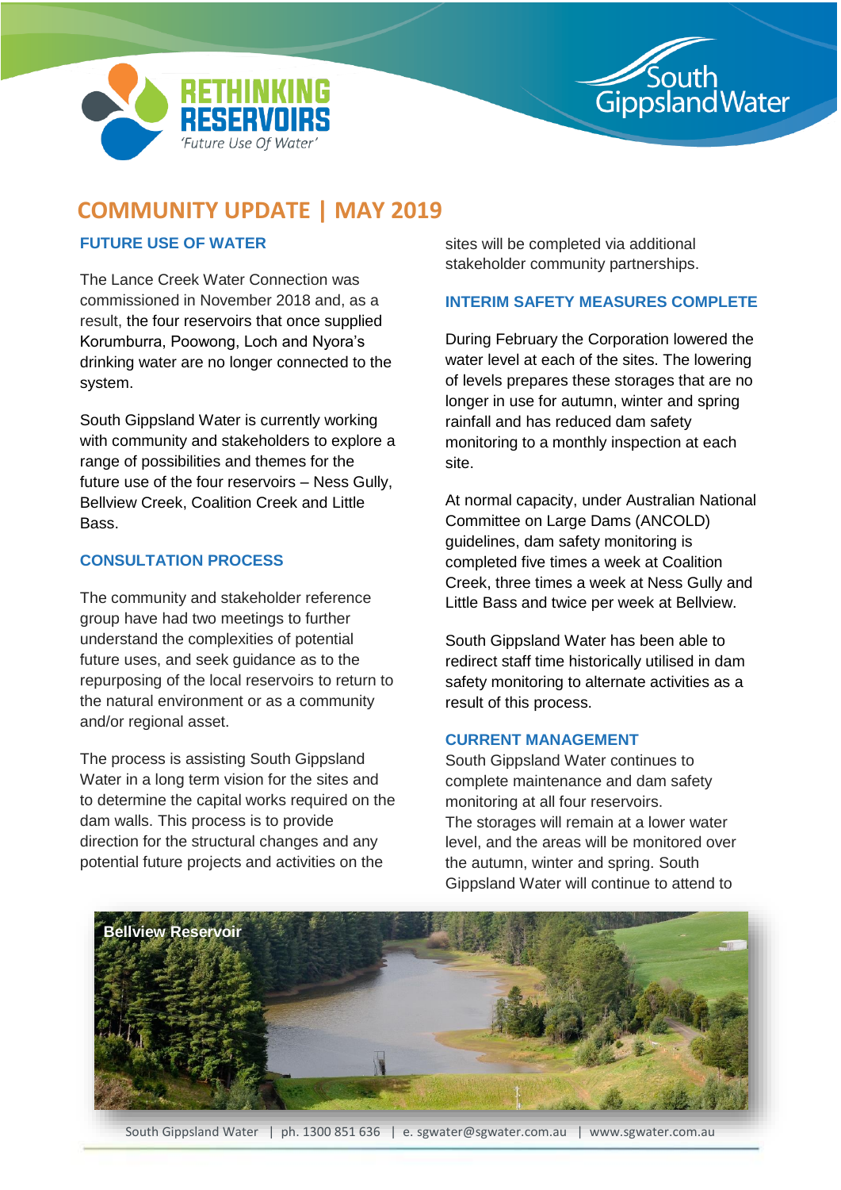# RETHINKING RESERVOIRS

*'Future Use Of Water'*

South Gippsland Water

## COMMUNITY UPDATE | MAY 2019

### FUTURE USE OF WATER

The Lance Creek Water Connection was commissioned in November 2018 and, as a result, the four reservoirs that once supplied Korumburra, Poowong, Loch and Nyora's drinking water are no longer connected to the system.

South Gippsland Water is currently working with community and stakeholders to explore a range of possibilities and themes for the future use of the four reservoirs – Ness Gully, Bellview Creek, Coalition Creek and Little Bass.

### CONSULTATION PROCESS

The community and stakeholder reference group have had two meetings to further understand the complexities of potential future uses, and seek guidance as to the repurposing of the local reservoirs to return to the natural environment or as a community and/or regional asset.

The process is assisting South Gippsland Water in a long term vision for the sites and to determine the capital works required on the dam walls. This process is to provide direction for the structural changes and any potential future projects and activities on the sites will be completed via additional stakeholder community partnerships.

### INTERIM SAFETY MEASURES COMPLETE

During February the Corporation lowered the water level at each of the sites. The lowering of levels prepares these storages that are no longer in use for autumn, winter and spring rainfall and has reduced dam safety monitoring to a monthly inspection at each site.

At normal capacity, under Australian National Committee on Large Dams (ANCOLD) guidelines, dam safety monitoring is completed five times a week at Coalition Creek, three times a week at Ness Gully and Little Bass and twice per week at Bellview.

South Gippsland Water has been able to redirect staff time historically utilised in dam safety monitoring to alternate activities as a result of this process.

### CURRENT MANAGEMENT

South Gippsland Water continues to complete maintenance and dam safety monitoring at all four reservoirs.
The storages will remain at a lower water level, and the areas will be monitored over the autumn, winter and spring. South Gippsland Water will continue to attend to

Bellview Reservoir

South Gippsland Water | ph. 1300 851 636 | e. sgwater@sgwater.com.au | www.sgwater.com.au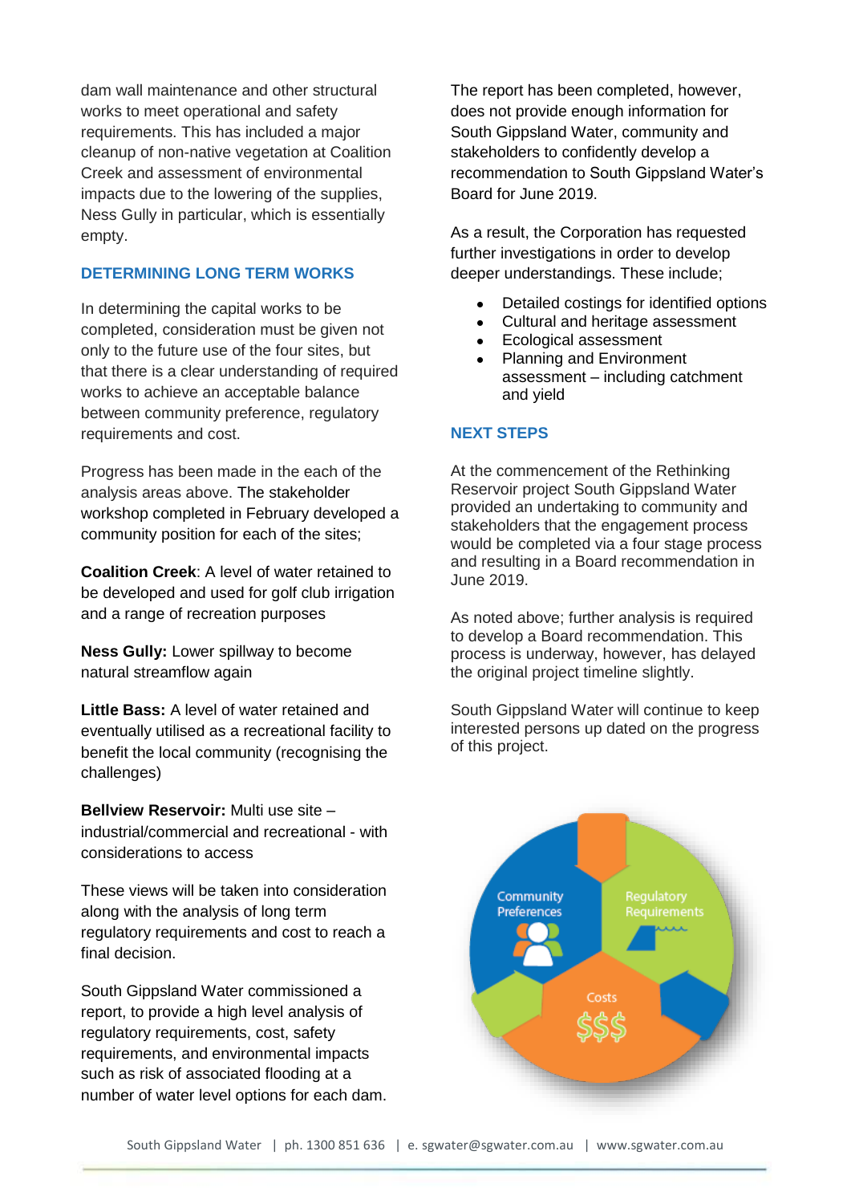dam wall maintenance and other structural works to meet operational and safety requirements. This has included a major cleanup of non-native vegetation at Coalition Creek and assessment of environmental impacts due to the lowering of the supplies, Ness Gully in particular, which is essentially empty.

## DETERMINING LONG TERM WORKS

In determining the capital works to be completed, consideration must be given not only to the future use of the four sites, but that there is a clear understanding of required works to achieve an acceptable balance between community preference, regulatory requirements and cost.

Progress has been made in the each of the analysis areas above. The stakeholder workshop completed in February developed a community position for each of the sites;

**Coalition Creek**: A level of water retained to be developed and used for golf club irrigation and a range of recreation purposes

**Ness Gully:** Lower spillway to become natural streamflow again

**Little Bass:** A level of water retained and eventually utilised as a recreational facility to benefit the local community (recognising the challenges)

**Bellview Reservoir:** Multi use site – industrial/commercial and recreational - with considerations to access

These views will be taken into consideration along with the analysis of long term regulatory requirements and cost to reach a final decision.

South Gippsland Water commissioned a report, to provide a high level analysis of regulatory requirements, cost, safety requirements, and environmental impacts such as risk of associated flooding at a number of water level options for each dam.

The report has been completed, however, does not provide enough information for South Gippsland Water, community and stakeholders to confidently develop a recommendation to South Gippsland Water's Board for June 2019.

As a result, the Corporation has requested further investigations in order to develop deeper understandings. These include;

- Detailed costings for identified options
- Cultural and heritage assessment
- Ecological assessment
- Planning and Environment assessment – including catchment and yield

## NEXT STEPS

At the commencement of the Rethinking Reservoir project South Gippsland Water provided an undertaking to community and stakeholders that the engagement process would be completed via a four stage process and resulting in a Board recommendation in June 2019.

As noted above; further analysis is required to develop a Board recommendation. This process is underway, however, has delayed the original project timeline slightly.

South Gippsland Water will continue to keep interested persons up dated on the progress of this project.

Community Preferences

Regulatory Requirements

Costs

$$$